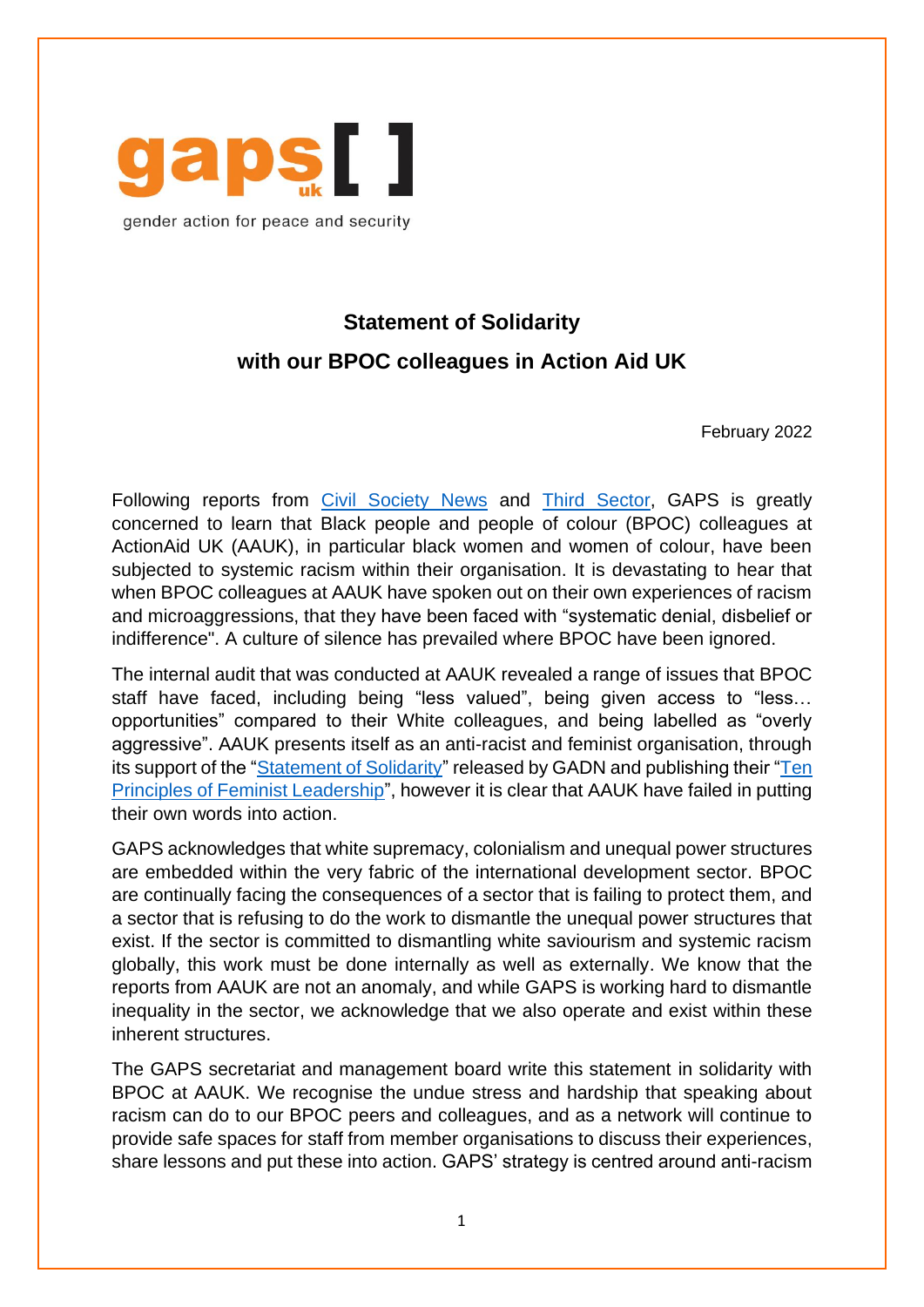gaps uk [ ]

gender action for peace and security

# Statement of Solidarity

## with our BPOC colleagues in Action Aid UK

February 2022

Following reports from Civil Society News and Third Sector, GAPS is greatly concerned to learn that Black people and people of colour (BPOC) colleagues at ActionAid UK (AAUK), in particular black women and women of colour, have been subjected to systemic racism within their organisation. It is devastating to hear that when BPOC colleagues at AAUK have spoken out on their own experiences of racism and microaggressions, that they have been faced with "systematic denial, disbelief or indifference". A culture of silence has prevailed where BPOC have been ignored.

The internal audit that was conducted at AAUK revealed a range of issues that BPOC staff have faced, including being "less valued", being given access to "less… opportunities" compared to their White colleagues, and being labelled as "overly aggressive". AAUK presents itself as an anti-racist and feminist organisation, through its support of the "Statement of Solidarity" released by GADN and publishing their "Ten Principles of Feminist Leadership", however it is clear that AAUK have failed in putting their own words into action.

GAPS acknowledges that white supremacy, colonialism and unequal power structures are embedded within the very fabric of the international development sector. BPOC are continually facing the consequences of a sector that is failing to protect them, and a sector that is refusing to do the work to dismantle the unequal power structures that exist. If the sector is committed to dismantling white saviourism and systemic racism globally, this work must be done internally as well as externally. We know that the reports from AAUK are not an anomaly, and while GAPS is working hard to dismantle inequality in the sector, we acknowledge that we also operate and exist within these inherent structures.

The GAPS secretariat and management board write this statement in solidarity with BPOC at AAUK. We recognise the undue stress and hardship that speaking about racism can do to our BPOC peers and colleagues, and as a network will continue to provide safe spaces for staff from member organisations to discuss their experiences, share lessons and put these into action. GAPS' strategy is centred around anti-racism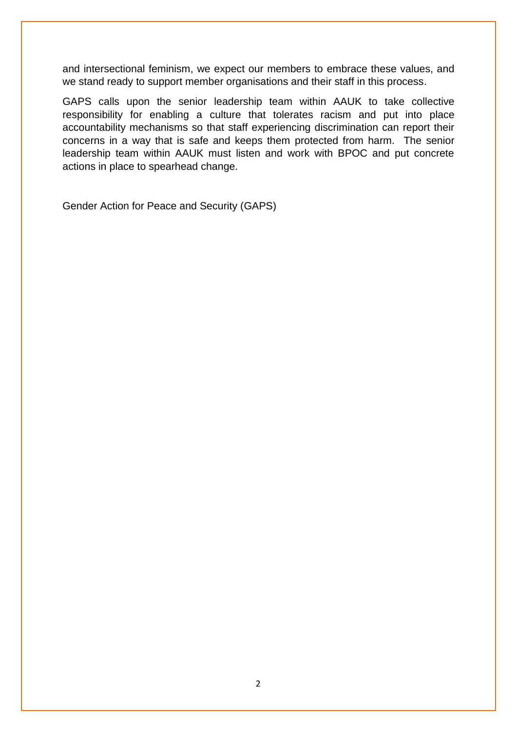and intersectional feminism, we expect our members to embrace these values, and we stand ready to support member organisations and their staff in this process.

GAPS calls upon the senior leadership team within AAUK to take collective responsibility for enabling a culture that tolerates racism and put into place accountability mechanisms so that staff experiencing discrimination can report their concerns in a way that is safe and keeps them protected from harm. The senior leadership team within AAUK must listen and work with BPOC and put concrete actions in place to spearhead change.

Gender Action for Peace and Security (GAPS)